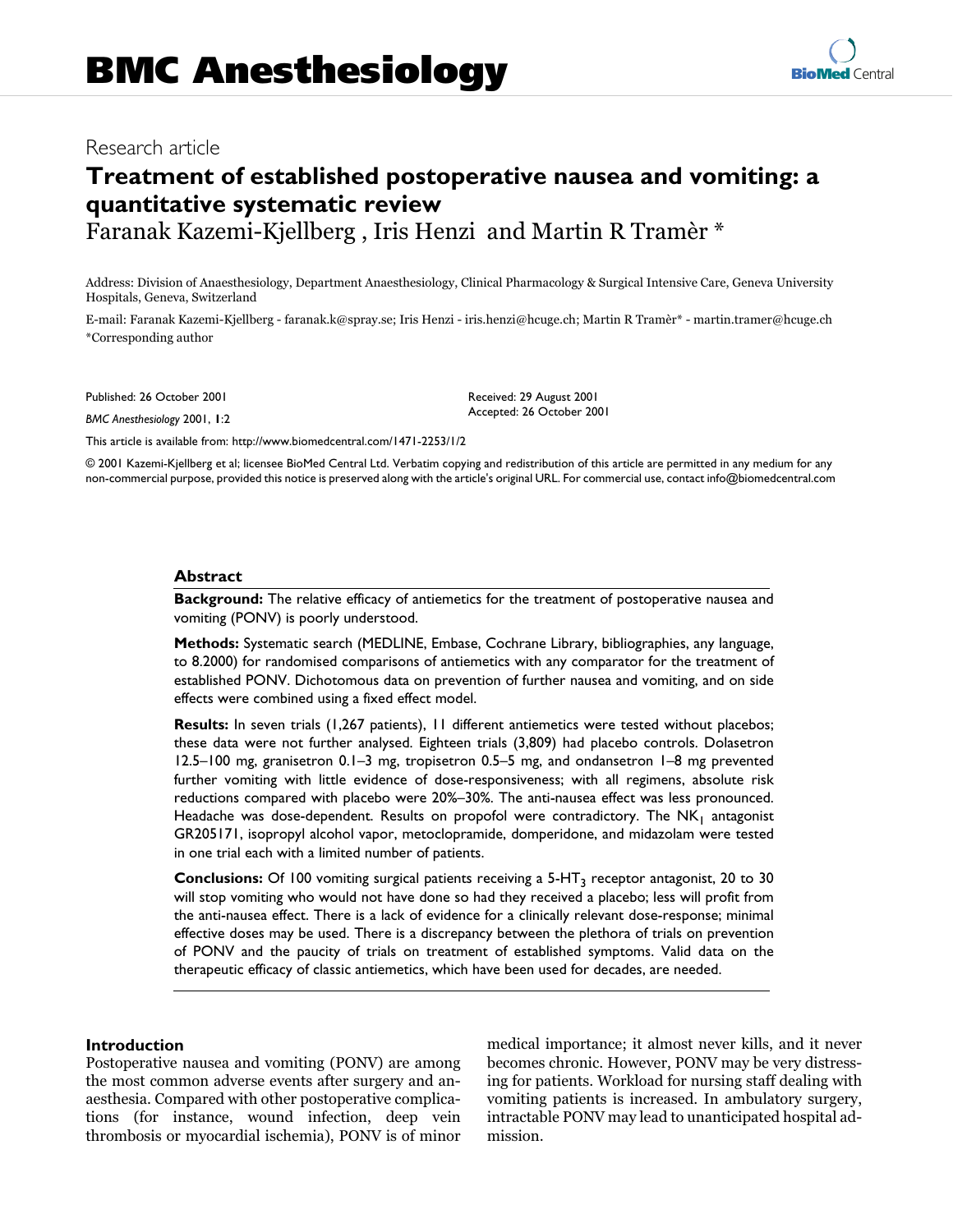# BMC Anesthesiology

Research article

## Treatment of established postoperative nausea and vomiting: a quantitative systematic review

Faranak Kazemi-Kjellberg , Iris Henzi and Martin R Tramèr *

Address: Division of Anaesthesiology, Department Anaesthesiology, Clinical Pharmacology & Surgical Intensive Care, Geneva University Hospitals, Geneva, Switzerland

E-mail: Faranak Kazemi-Kjellberg - faranak.k@spray.se; Iris Henzi - iris.henzi@hcuge.ch; Martin R Tramèr* - martin.tramer@hcuge.ch
*Corresponding author

Published: 26 October 2001

*BMC Anesthesiology* 2001, **1**:2

Received: 29 August 2001
Accepted: 26 October 2001

This article is available from: http://www.biomedcentral.com/1471-2253/1/2

© 2001 Kazemi-Kjellberg et al; licensee BioMed Central Ltd. Verbatim copying and redistribution of this article are permitted in any medium for any non-commercial purpose, provided this notice is preserved along with the article's original URL. For commercial use, contact info@biomedcentral.com

### Abstract

**Background:** The relative efficacy of antiemetics for the treatment of postoperative nausea and vomiting (PONV) is poorly understood.

**Methods:** Systematic search (MEDLINE, Embase, Cochrane Library, bibliographies, any language, to 8.2000) for randomised comparisons of antiemetics with any comparator for the treatment of established PONV. Dichotomous data on prevention of further nausea and vomiting, and on side effects were combined using a fixed effect model.

**Results:** In seven trials (1,267 patients), 11 different antiemetics were tested without placebos; these data were not further analysed. Eighteen trials (3,809) had placebo controls. Dolasetron 12.5–100 mg, granisetron 0.1–3 mg, tropisetron 0.5–5 mg, and ondansetron 1–8 mg prevented further vomiting with little evidence of dose-responsiveness; with all regimens, absolute risk reductions compared with placebo were 20%–30%. The anti-nausea effect was less pronounced. Headache was dose-dependent. Results on propofol were contradictory. The $NK_1$ antagonist GR205171, isopropyl alcohol vapor, metoclopramide, domperidone, and midazolam were tested in one trial each with a limited number of patients.

**Conclusions:** Of 100 vomiting surgical patients receiving a $5\text{-}HT_3$ receptor antagonist, 20 to 30 will stop vomiting who would not have done so had they received a placebo; less will profit from the anti-nausea effect. There is a lack of evidence for a clinically relevant dose-response; minimal effective doses may be used. There is a discrepancy between the plethora of trials on prevention of PONV and the paucity of trials on treatment of established symptoms. Valid data on the therapeutic efficacy of classic antiemetics, which have been used for decades, are needed.

### Introduction

Postoperative nausea and vomiting (PONV) are among the most common adverse events after surgery and anaesthesia. Compared with other postoperative complications (for instance, wound infection, deep vein thrombosis or myocardial ischemia), PONV is of minor medical importance; it almost never kills, and it never becomes chronic. However, PONV may be very distressing for patients. Workload for nursing staff dealing with vomiting patients is increased. In ambulatory surgery, intractable PONV may lead to unanticipated hospital admission.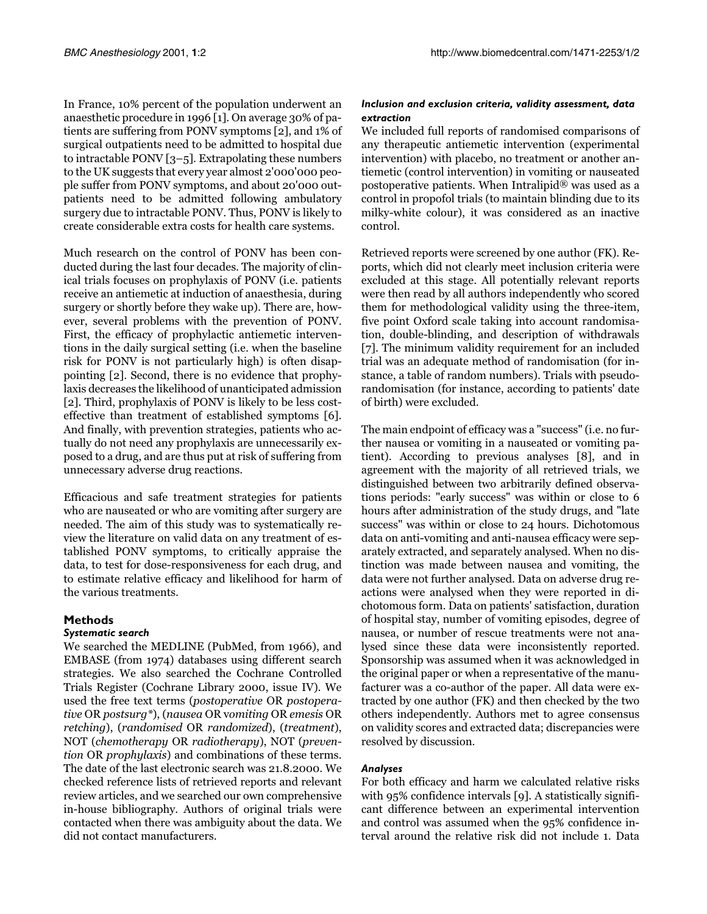In France, 10% percent of the population underwent an anaesthetic procedure in 1996 [1]. On average 30% of patients are suffering from PONV symptoms [2], and 1% of surgical outpatients need to be admitted to hospital due to intractable PONV [3–5]. Extrapolating these numbers to the UK suggests that every year almost 2'000'000 people suffer from PONV symptoms, and about 20'000 outpatients need to be admitted following ambulatory surgery due to intractable PONV. Thus, PONV is likely to create considerable extra costs for health care systems.

Much research on the control of PONV has been conducted during the last four decades. The majority of clinical trials focuses on prophylaxis of PONV (i.e. patients receive an antiemetic at induction of anaesthesia, during surgery or shortly before they wake up). There are, however, several problems with the prevention of PONV. First, the efficacy of prophylactic antiemetic interventions in the daily surgical setting (i.e. when the baseline risk for PONV is not particularly high) is often disappointing [2]. Second, there is no evidence that prophylaxis decreases the likelihood of unanticipated admission [2]. Third, prophylaxis of PONV is likely to be less cost-effective than treatment of established symptoms [6]. And finally, with prevention strategies, patients who actually do not need any prophylaxis are unnecessarily exposed to a drug, and are thus put at risk of suffering from unnecessary adverse drug reactions.

Efficacious and safe treatment strategies for patients who are nauseated or who are vomiting after surgery are needed. The aim of this study was to systematically review the literature on valid data on any treatment of established PONV symptoms, to critically appraise the data, to test for dose-responsiveness for each drug, and to estimate relative efficacy and likelihood for harm of the various treatments.

## Methods

### Systematic search

We searched the MEDLINE (PubMed, from 1966), and EMBASE (from 1974) databases using different search strategies. We also searched the Cochrane Controlled Trials Register (Cochrane Library 2000, issue IV). We used the free text terms (*postoperative* OR *postoperative* OR *postsurg**), (*nausea* OR *vomiting* OR *emesis* OR *retching*), (*randomised* OR *randomized*), (*treatment*), NOT (*chemotherapy* OR *radiotherapy*), NOT (*prevention* OR *prophylaxis*) and combinations of these terms. The date of the last electronic search was 21.8.2000. We checked reference lists of retrieved reports and relevant review articles, and we searched our own comprehensive in-house bibliography. Authors of original trials were contacted when there was ambiguity about the data. We did not contact manufacturers.

### Inclusion and exclusion criteria, validity assessment, data extraction

We included full reports of randomised comparisons of any therapeutic antiemetic intervention (experimental intervention) with placebo, no treatment or another antiemetic (control intervention) in vomiting or nauseated postoperative patients. When Intralipid® was used as a control in propofol trials (to maintain blinding due to its milky-white colour), it was considered as an inactive control.

Retrieved reports were screened by one author (FK). Reports, which did not clearly meet inclusion criteria were excluded at this stage. All potentially relevant reports were then read by all authors independently who scored them for methodological validity using the three-item, five point Oxford scale taking into account randomisation, double-blinding, and description of withdrawals [7]. The minimum validity requirement for an included trial was an adequate method of randomisation (for instance, a table of random numbers). Trials with pseudo-randomisation (for instance, according to patients' date of birth) were excluded.

The main endpoint of efficacy was a "success" (i.e. no further nausea or vomiting in a nauseated or vomiting patient). According to previous analyses [8], and in agreement with the majority of all retrieved trials, we distinguished between two arbitrarily defined observations periods: "early success" was within or close to 6 hours after administration of the study drugs, and "late success" was within or close to 24 hours. Dichotomous data on anti-vomiting and anti-nausea efficacy were separately extracted, and separately analysed. When no distinction was made between nausea and vomiting, the data were not further analysed. Data on adverse drug reactions were analysed when they were reported in dichotomous form. Data on patients' satisfaction, duration of hospital stay, number of vomiting episodes, degree of nausea, or number of rescue treatments were not analysed since these data were inconsistently reported. Sponsorship was assumed when it was acknowledged in the original paper or when a representative of the manufacturer was a co-author of the paper. All data were extracted by one author (FK) and then checked by the two others independently. Authors met to agree consensus on validity scores and extracted data; discrepancies were resolved by discussion.

### Analyses

For both efficacy and harm we calculated relative risks with 95% confidence intervals [9]. A statistically significant difference between an experimental intervention and control was assumed when the 95% confidence interval around the relative risk did not include 1. Data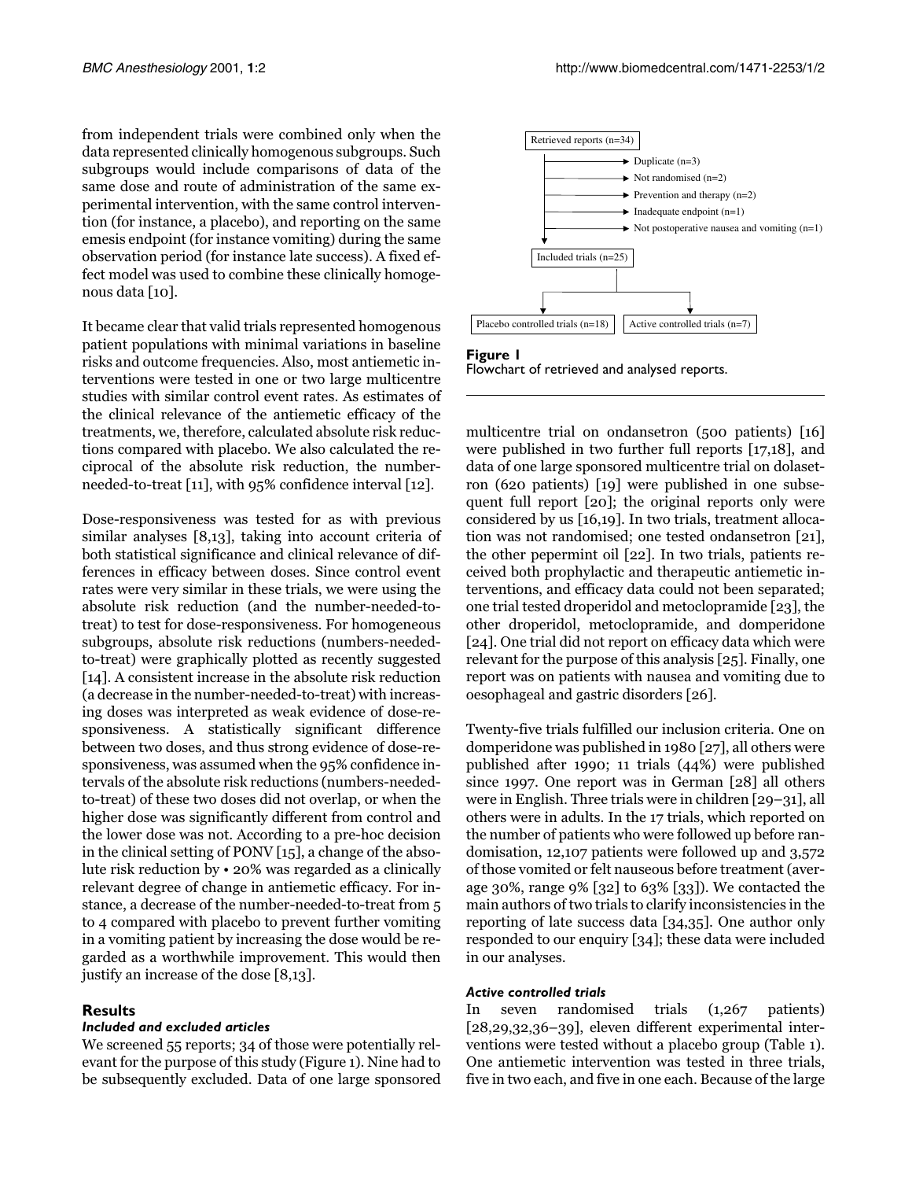from independent trials were combined only when the data represented clinically homogenous subgroups. Such subgroups would include comparisons of data of the same dose and route of administration of the same experimental intervention, with the same control intervention (for instance, a placebo), and reporting on the same emesis endpoint (for instance vomiting) during the same observation period (for instance late success). A fixed effect model was used to combine these clinically homogenous data [10].

It became clear that valid trials represented homogenous patient populations with minimal variations in baseline risks and outcome frequencies. Also, most antiemetic interventions were tested in one or two large multicentre studies with similar control event rates. As estimates of the clinical relevance of the antiemetic efficacy of the treatments, we, therefore, calculated absolute risk reductions compared with placebo. We also calculated the reciprocal of the absolute risk reduction, the number-needed-to-treat [11], with 95% confidence interval [12].

Dose-responsiveness was tested for as with previous similar analyses [8,13], taking into account criteria of both statistical significance and clinical relevance of differences in efficacy between doses. Since control event rates were very similar in these trials, we were using the absolute risk reduction (and the number-needed-to-treat) to test for dose-responsiveness. For homogeneous subgroups, absolute risk reductions (numbers-needed-to-treat) were graphically plotted as recently suggested [14]. A consistent increase in the absolute risk reduction (a decrease in the number-needed-to-treat) with increasing doses was interpreted as weak evidence of dose-responsiveness. A statistically significant difference between two doses, and thus strong evidence of dose-responsiveness, was assumed when the 95% confidence intervals of the absolute risk reductions (numbers-needed-to-treat) of these two doses did not overlap, or when the higher dose was significantly different from control and the lower dose was not. According to a pre-hoc decision in the clinical setting of PONV [15], a change of the absolute risk reduction by • 20% was regarded as a clinically relevant degree of change in antiemetic efficacy. For instance, a decrease of the number-needed-to-treat from 5 to 4 compared with placebo to prevent further vomiting in a vomiting patient by increasing the dose would be regarded as a worthwhile improvement. This would then justify an increase of the dose [8,13].

## Results

### *Included and excluded articles*

We screened 55 reports; 34 of those were potentially relevant for the purpose of this study (Figure 1). Nine had to be subsequently excluded. Data of one large sponsored multicentre trial on ondansetron (500 patients) [16] were published in two further full reports [17,18], and data of one large sponsored multicentre trial on dolasetron (620 patients) [19] were published in one subsequent full report [20]; the original reports only were considered by us [16,19]. In two trials, treatment allocation was not randomised; one tested ondansetron [21], the other pepermint oil [22]. In two trials, patients received both prophylactic and therapeutic antiemetic interventions, and efficacy data could not been separated; one trial tested droperidol and metoclopramide [23], the other droperidol, metoclopramide, and domperidone [24]. One trial did not report on efficacy data which were relevant for the purpose of this analysis [25]. Finally, one report was on patients with nausea and vomiting due to oesophageal and gastric disorders [26].

Retrieved reports (n=34)
→ Duplicate (n=3)
→ Not randomised (n=2)
→ Prevention and therapy (n=2)
→ Inadequate endpoint (n=1)
→ Not postoperative nausea and vomiting (n=1)
Included trials (n=25)
→ Placebo controlled trials (n=18) | Active controlled trials (n=7)

**Figure 1**
Flowchart of retrieved and analysed reports.

Twenty-five trials fulfilled our inclusion criteria. One on domperidone was published in 1980 [27], all others were published after 1990; 11 trials (44%) were published since 1997. One report was in German [28] all others were in English. Three trials were in children [29–31], all others were in adults. In the 17 trials, which reported on the number of patients who were followed up before randomisation, 12,107 patients were followed up and 3,572 of those vomited or felt nauseous before treatment (average 30%, range 9% [32] to 63% [33]). We contacted the main authors of two trials to clarify inconsistencies in the reporting of late success data [34,35]. One author only responded to our enquiry [34]; these data were included in our analyses.

### *Active controlled trials*

In seven randomised trials (1,267 patients) [28,29,32,36–39], eleven different experimental interventions were tested without a placebo group (Table 1). One antiemetic intervention was tested in three trials, five in two each, and five in one each. Because of the large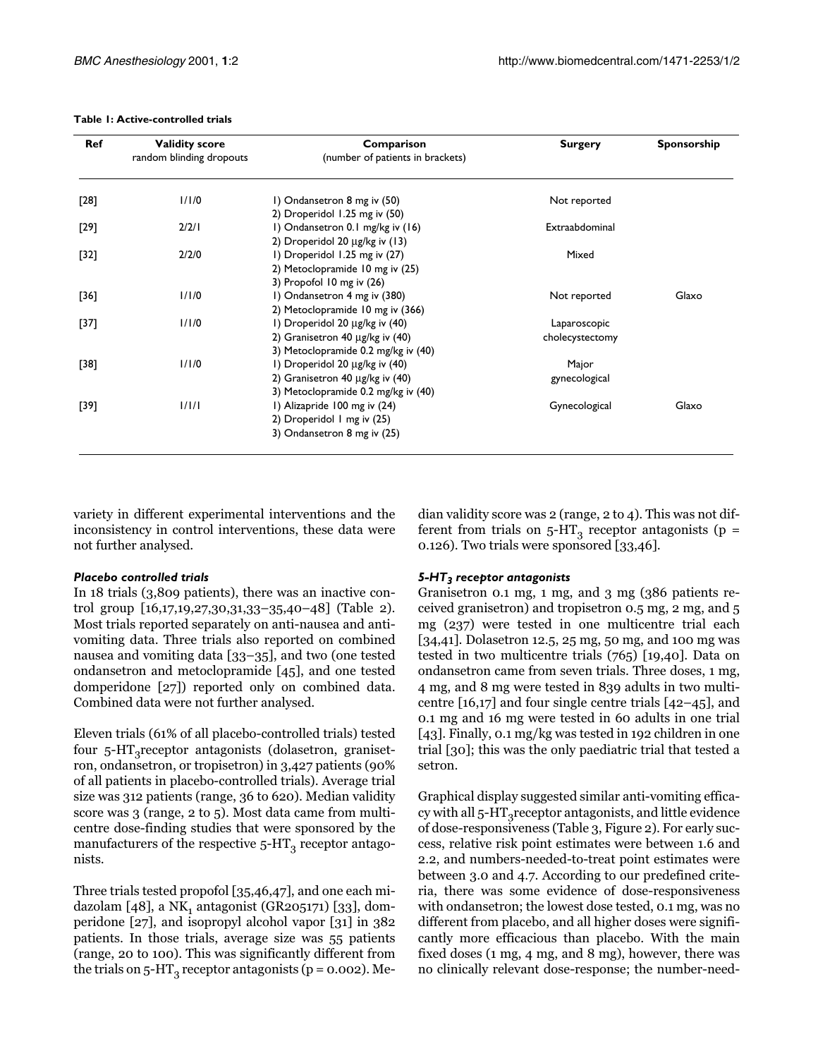**Table 1: Active-controlled trials**

| Ref | Validity score random blinding dropouts | Comparison (number of patients in brackets) | Surgery | Sponsorship |
|---|---|---|---|---|
| [28] | 1/1/0 | 1) Ondansetron 8 mg iv (50)<br>2) Droperidol 1.25 mg iv (50) | Not reported | |
| [29] | 2/2/1 | 1) Ondansetron 0.1 mg/kg iv (16)<br>2) Droperidol 20 μg/kg iv (13) | Extraabdominal | |
| [32] | 2/2/0 | 1) Droperidol 1.25 mg iv (27)<br>2) Metoclopramide 10 mg iv (25)<br>3) Propofol 10 mg iv (26) | Mixed | |
| [36] | 1/1/0 | 1) Ondansetron 4 mg iv (380)<br>2) Metoclopramide 10 mg iv (366) | Not reported | Glaxo |
| [37] | 1/1/0 | 1) Droperidol 20 μg/kg iv (40)<br>2) Granisetron 40 μg/kg iv (40)<br>3) Metoclopramide 0.2 mg/kg iv (40) | Laparoscopic cholecystectomy | |
| [38] | 1/1/0 | 1) Droperidol 20 μg/kg iv (40)<br>2) Granisetron 40 μg/kg iv (40)<br>3) Metoclopramide 0.2 mg/kg iv (40) | Major gynecological | |
| [39] | 1/1/1 | 1) Alizapride 100 mg iv (24)<br>2) Droperidol 1 mg iv (25)<br>3) Ondansetron 8 mg iv (25) | Gynecological | Glaxo |

variety in different experimental interventions and the inconsistency in control interventions, these data were not further analysed.

### *Placebo controlled trials*

In 18 trials (3,809 patients), there was an inactive control group [16,17,19,27,30,31,33–35,40–48] (Table 2). Most trials reported separately on anti-nausea and anti-vomiting data. Three trials also reported on combined nausea and vomiting data [33–35], and two (one tested ondansetron and metoclopramide [45], and one tested domperidone [27]) reported only on combined data. Combined data were not further analysed.

Eleven trials (61% of all placebo-controlled trials) tested four $5\text{-HT}_3$receptor antagonists (dolasetron, granisetron, ondansetron, or tropisetron) in 3,427 patients (90% of all patients in placebo-controlled trials). Average trial size was 312 patients (range, 36 to 620). Median validity score was 3 (range, 2 to 5). Most data came from multicentre dose-finding studies that were sponsored by the manufacturers of the respective $5\text{-HT}_3$ receptor antagonists.

Three trials tested propofol [35,46,47], and one each midazolam [48], a $NK_1$ antagonist (GR205171) [33], domperidone [27], and isopropyl alcohol vapor [31] in 382 patients. In those trials, average size was 55 patients (range, 20 to 100). This was significantly different from the trials on $5\text{-HT}_3$ receptor antagonists ($p = 0.002$). Median validity score was 2 (range, 2 to 4). This was not different from trials on $5\text{-HT}_3$ receptor antagonists ($p = 0.126$). Two trials were sponsored [33,46].

### *$5\text{-HT}_3$ receptor antagonists*

Granisetron 0.1 mg, 1 mg, and 3 mg (386 patients received granisetron) and tropisetron 0.5 mg, 2 mg, and 5 mg (237) were tested in one multicentre trial each [34,41]. Dolasetron 12.5, 25 mg, 50 mg, and 100 mg was tested in two multicentre trials (765) [19,40]. Data on ondansetron came from seven trials. Three doses, 1 mg, 4 mg, and 8 mg were tested in 839 adults in two multicentre [16,17] and four single centre trials [42–45], and 0.1 mg and 16 mg were tested in 60 adults in one trial [43]. Finally, 0.1 mg/kg was tested in 192 children in one trial [30]; this was the only paediatric trial that tested a setron.

Graphical display suggested similar anti-vomiting efficacy with all $5\text{-HT}_3$receptor antagonists, and little evidence of dose-responsiveness (Table 3, Figure 2). For early success, relative risk point estimates were between 1.6 and 2.2, and numbers-needed-to-treat point estimates were between 3.0 and 4.7. According to our predefined criteria, there was some evidence of dose-responsiveness with ondansetron; the lowest dose tested, 0.1 mg, was no different from placebo, and all higher doses were significantly more efficacious than placebo. With the main fixed doses (1 mg, 4 mg, and 8 mg), however, there was no clinically relevant dose-response; the number-need-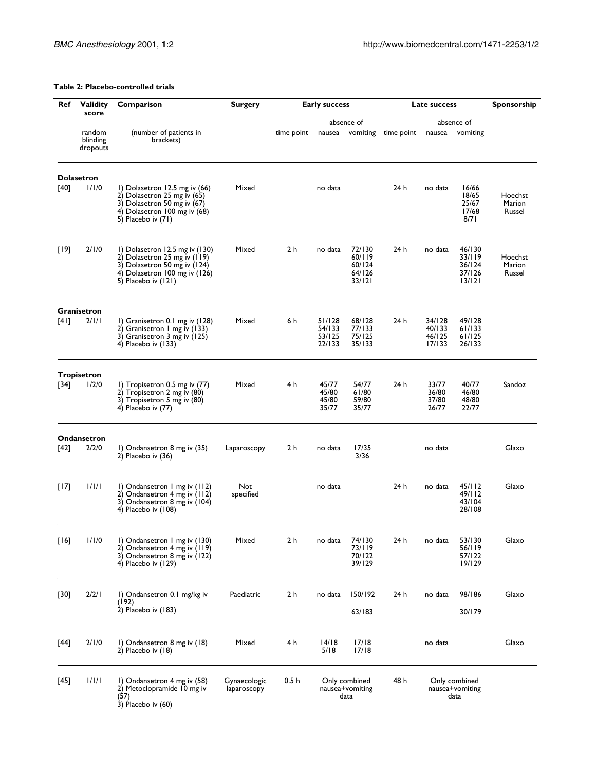**Table 2: Placebo-controlled trials**

| Ref | Validity score | Comparison | Surgery | Early success | | | Late success | | | Sponsorship |
|---|---|---|---|---|---|---|---|---|---|---|
| | | | | | absence of | | | absence of | | |
| | random blinding dropouts | (number of patients in brackets) | | time point | nausea | vomiting | time point | nausea | vomiting | |
| **Dolasetron** | | | | | | | | | | |
| [40] | 1/1/0 | 1) Dolasetron 12.5 mg iv (66)<br>2) Dolasetron 25 mg iv (65)<br>3) Dolasetron 50 mg iv (67)<br>4) Dolasetron 100 mg iv (68)<br>5) Placebo iv (71) | Mixed | | no data | | 24 h | no data | 16/66<br>18/65<br>25/67<br>17/68<br>8/71 | Hoechst Marion Russel |
| [19] | 2/1/0 | 1) Dolasetron 12.5 mg iv (130)<br>2) Dolasetron 25 mg iv (119)<br>3) Dolasetron 50 mg iv (124)<br>4) Dolasetron 100 mg iv (126)<br>5) Placebo iv (121) | Mixed | 2 h | no data | 72/130<br>60/119<br>60/124<br>64/126<br>33/121 | 24 h | no data | 46/130<br>33/119<br>36/124<br>37/126<br>13/121 | Hoechst Marion Russel |
| **Granisetron** | | | | | | | | | | |
| [41] | 2/1/1 | 1) Granisetron 0.1 mg iv (128)<br>2) Granisetron 1 mg iv (133)<br>3) Granisetron 3 mg iv (125)<br>4) Placebo iv (133) | Mixed | 6 h | 51/128<br>54/133<br>53/125<br>22/133 | 68/128<br>77/133<br>75/125<br>35/133 | 24 h | 34/128<br>40/133<br>46/125<br>17/133 | 49/128<br>61/133<br>61/125<br>26/133 | |
| **Tropisetron** | | | | | | | | | | |
| [34] | 1/2/0 | 1) Tropisetron 0.5 mg iv (77)<br>2) Tropisetron 2 mg iv (80)<br>3) Tropisetron 5 mg iv (80)<br>4) Placebo iv (77) | Mixed | 4 h | 45/77<br>45/80<br>45/80<br>35/77 | 54/77<br>61/80<br>59/80<br>35/77 | 24 h | 33/77<br>36/80<br>37/80<br>26/77 | 40/77<br>46/80<br>48/80<br>22/77 | Sandoz |
| **Ondansetron** | | | | | | | | | | |
| [42] | 2/2/0 | 1) Ondansetron 8 mg iv (35)<br>2) Placebo iv (36) | Laparoscopy | 2 h | no data | 17/35<br>3/36 | | no data | | Glaxo |
| [17] | 1/1/1 | 1) Ondansetron 1 mg iv (112)<br>2) Ondansetron 4 mg iv (112)<br>3) Ondansetron 8 mg iv (104)<br>4) Placebo iv (108) | Not specified | | no data | | 24 h | no data | 45/112<br>49/112<br>43/104<br>28/108 | Glaxo |
| [16] | 1/1/0 | 1) Ondansetron 1 mg iv (130)<br>2) Ondansetron 4 mg iv (119)<br>3) Ondansetron 8 mg iv (122)<br>4) Placebo iv (129) | Mixed | 2 h | no data | 74/130<br>73/119<br>70/122<br>39/129 | 24 h | no data | 53/130<br>56/119<br>57/122<br>19/129 | Glaxo |
| [30] | 2/2/1 | 1) Ondansetron 0.1 mg/kg iv (192)<br>2) Placebo iv (183) | Paediatric | 2 h | no data | 150/192<br>63/183 | 24 h | no data | 98/186<br>30/179 | Glaxo |
| [44] | 2/1/0 | 1) Ondansetron 8 mg iv (18)<br>2) Placebo iv (18) | Mixed | 4 h | 14/18<br>5/18 | 17/18<br>17/18 | | no data | | Glaxo |
| [45] | 1/1/1 | 1) Ondansetron 4 mg iv (58)<br>2) Metoclopramide 10 mg iv (57)<br>3) Placebo iv (60) | Gynaecologic laparoscopy | 0.5 h | Only combined nausea+vomiting data | | 48 h | Only combined nausea+vomiting data | | |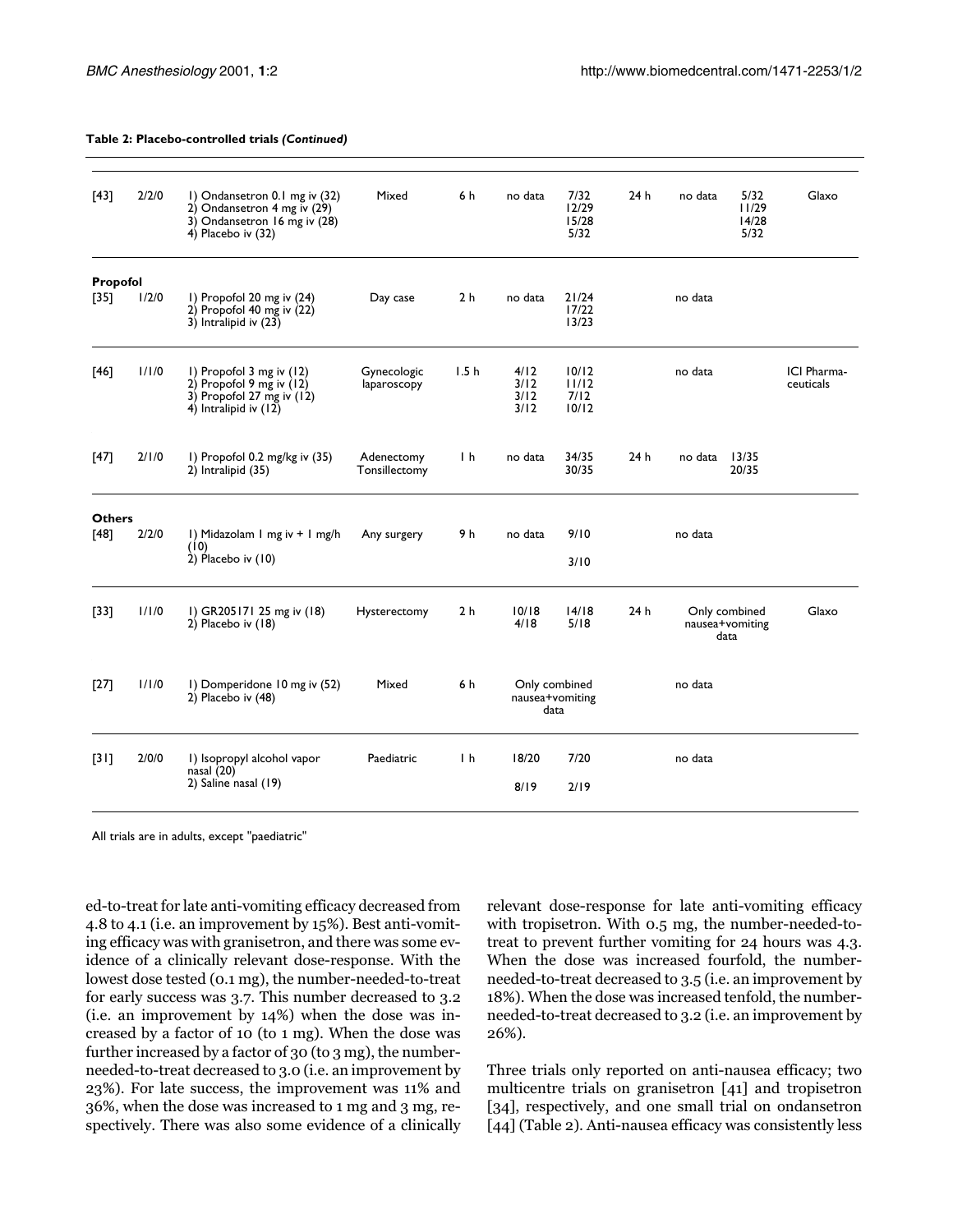**Table 2: Placebo-controlled trials *(Continued)***

| | | | | | | | | | | |
|---|---|---|---|---|---|---|---|---|---|---|
| [43] | 2/2/0 | 1) Ondansetron 0.1 mg iv (32)<br>2) Ondansetron 4 mg iv (29)<br>3) Ondansetron 16 mg iv (28)<br>4) Placebo iv (32) | Mixed | 6 h | no data | 7/32<br>12/29<br>15/28<br>5/32 | 24 h | no data | 5/32<br>11/29<br>14/28<br>5/32 | Glaxo |
| **Propofol** | | | | | | | | | | |
| [35] | 1/2/0 | 1) Propofol 20 mg iv (24)<br>2) Propofol 40 mg iv (22)<br>3) Intralipid iv (23) | Day case | 2 h | no data | 21/24<br>17/22<br>13/23 | | no data | | |
| [46] | 1/1/0 | 1) Propofol 3 mg iv (12)<br>2) Propofol 9 mg iv (12)<br>3) Propofol 27 mg iv (12)<br>4) Intralipid iv (12) | Gynecologic laparoscopy | 1.5 h | 4/12<br>3/12<br>3/12<br>3/12 | 10/12<br>11/12<br>7/12<br>10/12 | | no data | | ICI Pharmaceuticals |
| [47] | 2/1/0 | 1) Propofol 0.2 mg/kg iv (35)<br>2) Intralipid (35) | Adenectomy Tonsillectomy | 1 h | no data | 34/35<br>30/35 | 24 h | no data | 13/35<br>20/35 | |
| **Others** | | | | | | | | | | |
| [48] | 2/2/0 | 1) Midazolam 1 mg iv + 1 mg/h (10)<br>2) Placebo iv (10) | Any surgery | 9 h | no data | 9/10<br>3/10 | | no data | | |
| [33] | 1/1/0 | 1) GR205171 25 mg iv (18)<br>2) Placebo iv (18) | Hysterectomy | 2 h | 10/18<br>4/18 | 14/18<br>5/18 | 24 h | Only combined nausea+vomiting data | | Glaxo |
| [27] | 1/1/0 | 1) Domperidone 10 mg iv (52)<br>2) Placebo iv (48) | Mixed | 6 h | Only combined nausea+vomiting data | | | no data | | |
| [31] | 2/0/0 | 1) Isopropyl alcohol vapor nasal (20)<br>2) Saline nasal (19) | Paediatric | 1 h | 18/20<br>8/19 | 7/20<br>2/19 | | no data | | |

All trials are in adults, except "paediatric"

ed-to-treat for late anti-vomiting efficacy decreased from 4.8 to 4.1 (i.e. an improvement by 15%). Best anti-vomiting efficacy was with granisetron, and there was some evidence of a clinically relevant dose-response. With the lowest dose tested (0.1 mg), the number-needed-to-treat for early success was 3.7. This number decreased to 3.2 (i.e. an improvement by 14%) when the dose was increased by a factor of 10 (to 1 mg). When the dose was further increased by a factor of 30 (to 3 mg), the number-needed-to-treat decreased to 3.0 (i.e. an improvement by 23%). For late success, the improvement was 11% and 36%, when the dose was increased to 1 mg and 3 mg, respectively. There was also some evidence of a clinically relevant dose-response for late anti-vomiting efficacy with tropisetron. With 0.5 mg, the number-needed-to-treat to prevent further vomiting for 24 hours was 4.3. When the dose was increased fourfold, the number-needed-to-treat decreased to 3.5 (i.e. an improvement by 18%). When the dose was increased tenfold, the number-needed-to-treat decreased to 3.2 (i.e. an improvement by 26%).

Three trials only reported on anti-nausea efficacy; two multicentre trials on granisetron [41] and tropisetron [34], respectively, and one small trial on ondansetron [44] (Table 2). Anti-nausea efficacy was consistently less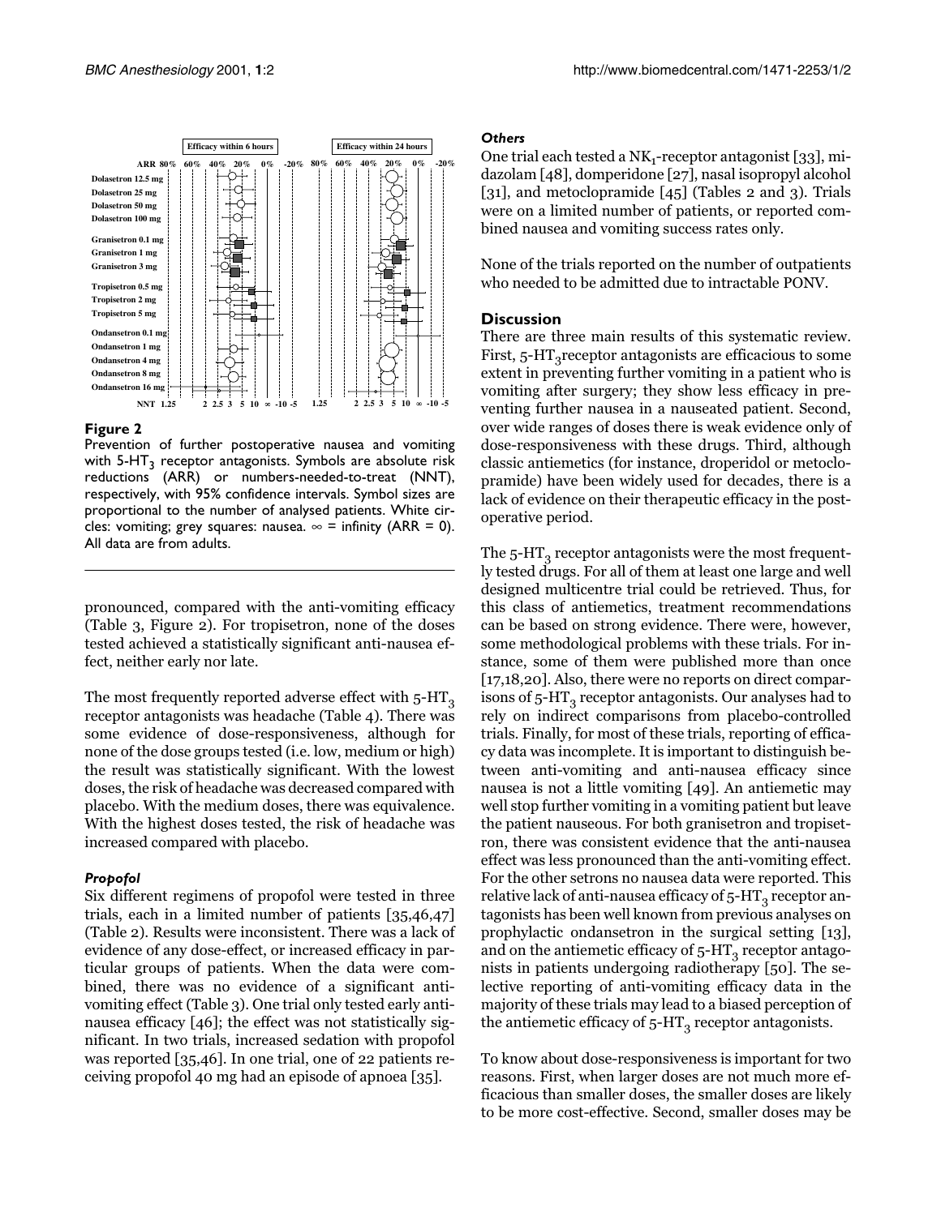**Figure 2**

Prevention of further postoperative nausea and vomiting with 5-$HT_3$ receptor antagonists. Symbols are absolute risk reductions (ARR) or numbers-needed-to-treat (NNT), respectively, with 95% confidence intervals. Symbol sizes are proportional to the number of analysed patients. White circles: vomiting; grey squares: nausea. ∞ = infinity (ARR = 0). All data are from adults.

pronounced, compared with the anti-vomiting efficacy (Table 3, Figure 2). For tropisetron, none of the doses tested achieved a statistically significant anti-nausea effect, neither early nor late.

The most frequently reported adverse effect with 5-$HT_3$ receptor antagonists was headache (Table 4). There was some evidence of dose-responsiveness, although for none of the dose groups tested (i.e. low, medium or high) the result was statistically significant. With the lowest doses, the risk of headache was decreased compared with placebo. With the medium doses, there was equivalence. With the highest doses tested, the risk of headache was increased compared with placebo.

### *Propofol*

Six different regimens of propofol were tested in three trials, each in a limited number of patients [35,46,47] (Table 2). Results were inconsistent. There was a lack of evidence of any dose-effect, or increased efficacy in particular groups of patients. When the data were combined, there was no evidence of a significant anti-vomiting effect (Table 3). One trial only tested early anti-nausea efficacy [46]; the effect was not statistically significant. In two trials, increased sedation with propofol was reported [35,46]. In one trial, one of 22 patients receiving propofol 40 mg had an episode of apnoea [35].

### *Others*

One trial each tested a $NK_1$-receptor antagonist [33], midazolam [48], domperidone [27], nasal isopropyl alcohol [31], and metoclopramide [45] (Tables 2 and 3). Trials were on a limited number of patients, or reported combined nausea and vomiting success rates only.

None of the trials reported on the number of outpatients who needed to be admitted due to intractable PONV.

## Discussion

There are three main results of this systematic review. First, 5-$HT_3$receptor antagonists are efficacious to some extent in preventing further vomiting in a patient who is vomiting after surgery; they show less efficacy in preventing further nausea in a nauseated patient. Second, over wide ranges of doses there is weak evidence only of dose-responsiveness with these drugs. Third, although classic antiemetics (for instance, droperidol or metoclopramide) have been widely used for decades, there is a lack of evidence on their therapeutic efficacy in the postoperative period.

The 5-$HT_3$ receptor antagonists were the most frequently tested drugs. For all of them at least one large and well designed multicentre trial could be retrieved. Thus, for this class of antiemetics, treatment recommendations can be based on strong evidence. There were, however, some methodological problems with these trials. For instance, some of them were published more than once [17,18,20]. Also, there were no reports on direct comparisons of 5-$HT_3$ receptor antagonists. Our analyses had to rely on indirect comparisons from placebo-controlled trials. Finally, for most of these trials, reporting of efficacy data was incomplete. It is important to distinguish between anti-vomiting and anti-nausea efficacy since nausea is not a little vomiting [49]. An antiemetic may well stop further vomiting in a vomiting patient but leave the patient nauseous. For both granisetron and tropisetron, there was consistent evidence that the anti-nausea effect was less pronounced than the anti-vomiting effect. For the other setrons no nausea data were reported. This relative lack of anti-nausea efficacy of 5-$HT_3$ receptor antagonists has been well known from previous analyses on prophylactic ondansetron in the surgical setting [13], and on the antiemetic efficacy of 5-$HT_3$ receptor antagonists in patients undergoing radiotherapy [50]. The selective reporting of anti-vomiting efficacy data in the majority of these trials may lead to a biased perception of the antiemetic efficacy of 5-$HT_3$ receptor antagonists.

To know about dose-responsiveness is important for two reasons. First, when larger doses are not much more efficacious than smaller doses, the smaller doses are likely to be more cost-effective. Second, smaller doses may be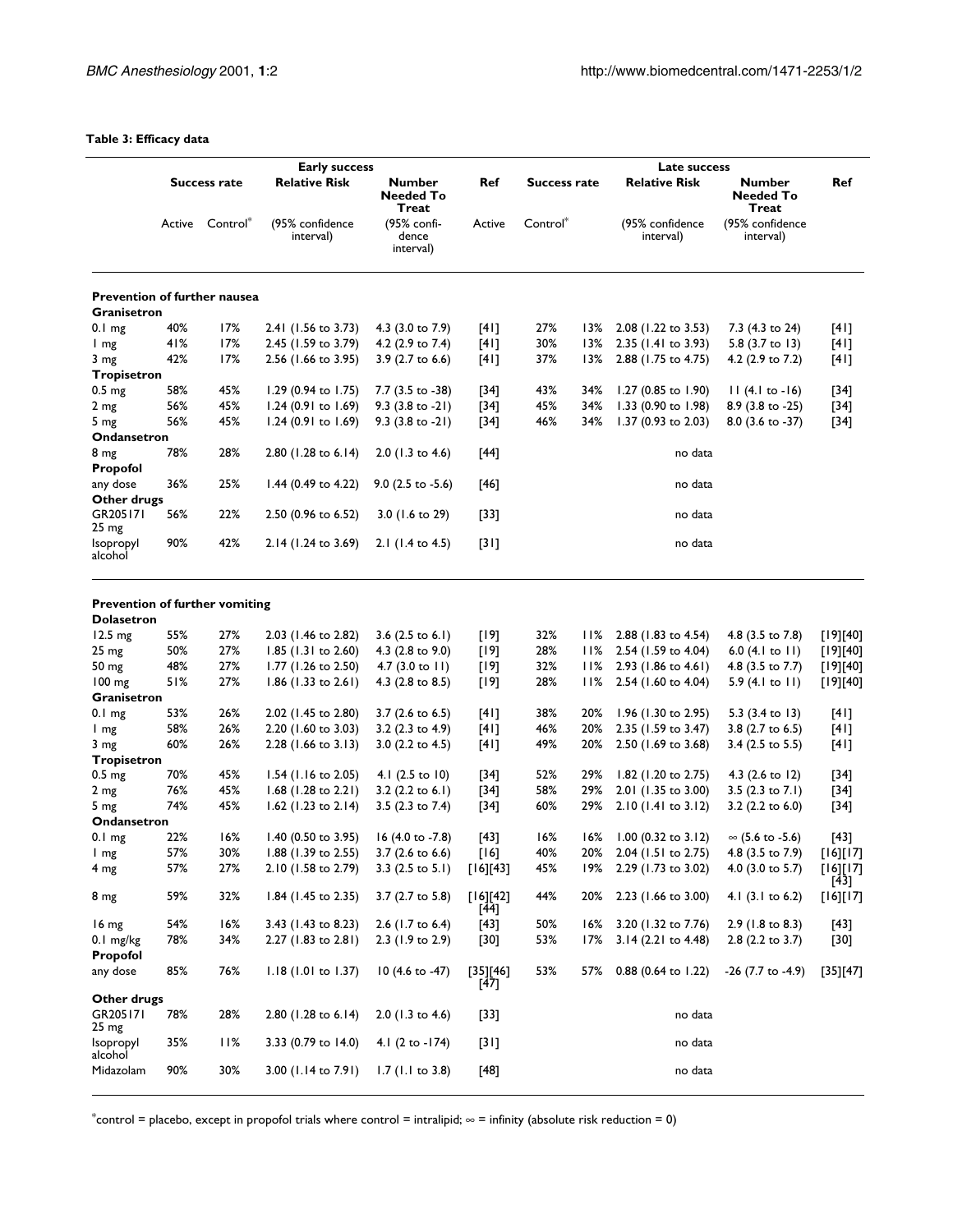**Table 3: Efficacy data**

| | Early success | | | | | Late success | | | | |
|---|---|---|---|---|---|---|---|---|---|---|
| | Success rate | | Relative Risk | Number Needed To Treat | Ref | Success rate | | Relative Risk | Number Needed To Treat | Ref |
| | Active | Control* | (95% confidence interval) | (95% confidence interval) | | Active | Control* | (95% confidence interval) | (95% confidence interval) | |
| **Prevention of further nausea** | | | | | | | | | | |
| **Granisetron** | | | | | | | | | | |
| 0.1 mg | 40% | 17% | 2.41 (1.56 to 3.73) | 4.3 (3.0 to 7.9) | [41] | 27% | 13% | 2.08 (1.22 to 3.53) | 7.3 (4.3 to 24) | [41] |
| 1 mg | 41% | 17% | 2.45 (1.59 to 3.79) | 4.2 (2.9 to 7.4) | [41] | 30% | 13% | 2.35 (1.41 to 3.93) | 5.8 (3.7 to 13) | [41] |
| 3 mg | 42% | 17% | 2.56 (1.66 to 3.95) | 3.9 (2.7 to 6.6) | [41] | 37% | 13% | 2.88 (1.75 to 4.75) | 4.2 (2.9 to 7.2) | [41] |
| **Tropisetron** | | | | | | | | | | |
| 0.5 mg | 58% | 45% | 1.29 (0.94 to 1.75) | 7.7 (3.5 to -38) | [34] | 43% | 34% | 1.27 (0.85 to 1.90) | 11 (4.1 to -16) | [34] |
| 2 mg | 56% | 45% | 1.24 (0.91 to 1.69) | 9.3 (3.8 to -21) | [34] | 45% | 34% | 1.33 (0.90 to 1.98) | 8.9 (3.8 to -25) | [34] |
| 5 mg | 56% | 45% | 1.24 (0.91 to 1.69) | 9.3 (3.8 to -21) | [34] | 46% | 34% | 1.37 (0.93 to 2.03) | 8.0 (3.6 to -37) | [34] |
| **Ondansetron** | | | | | | | | | | |
| 8 mg | 78% | 28% | 2.80 (1.28 to 6.14) | 2.0 (1.3 to 4.6) | [44] | | | no data | | |
| **Propofol** | | | | | | | | | | |
| any dose | 36% | 25% | 1.44 (0.49 to 4.22) | 9.0 (2.5 to -5.6) | [46] | | | no data | | |
| **Other drugs** | | | | | | | | | | |
| GR205171 25 mg | 56% | 22% | 2.50 (0.96 to 6.52) | 3.0 (1.6 to 29) | [33] | | | no data | | |
| Isopropyl alcohol | 90% | 42% | 2.14 (1.24 to 3.69) | 2.1 (1.4 to 4.5) | [31] | | | no data | | |
| **Prevention of further vomiting** | | | | | | | | | | |
| **Dolasetron** | | | | | | | | | | |
| 12.5 mg | 55% | 27% | 2.03 (1.46 to 2.82) | 3.6 (2.5 to 6.1) | [19] | 32% | 11% | 2.88 (1.83 to 4.54) | 4.8 (3.5 to 7.8) | [19][40] |
| 25 mg | 50% | 27% | 1.85 (1.31 to 2.60) | 4.3 (2.8 to 9.0) | [19] | 28% | 11% | 2.54 (1.59 to 4.04) | 6.0 (4.1 to 11) | [19][40] |
| 50 mg | 48% | 27% | 1.77 (1.26 to 2.50) | 4.7 (3.0 to 11) | [19] | 32% | 11% | 2.93 (1.86 to 4.61) | 4.8 (3.5 to 7.7) | [19][40] |
| 100 mg | 51% | 27% | 1.86 (1.33 to 2.61) | 4.3 (2.8 to 8.5) | [19] | 28% | 11% | 2.54 (1.60 to 4.04) | 5.9 (4.1 to 11) | [19][40] |
| **Granisetron** | | | | | | | | | | |
| 0.1 mg | 53% | 26% | 2.02 (1.45 to 2.80) | 3.7 (2.6 to 6.5) | [41] | 38% | 20% | 1.96 (1.30 to 2.95) | 5.3 (3.4 to 13) | [41] |
| 1 mg | 58% | 26% | 2.20 (1.60 to 3.03) | 3.2 (2.3 to 4.9) | [41] | 46% | 20% | 2.35 (1.59 to 3.47) | 3.8 (2.7 to 6.5) | [41] |
| 3 mg | 60% | 26% | 2.28 (1.66 to 3.13) | 3.0 (2.2 to 4.5) | [41] | 49% | 20% | 2.50 (1.69 to 3.68) | 3.4 (2.5 to 5.5) | [41] |
| **Tropisetron** | | | | | | | | | | |
| 0.5 mg | 70% | 45% | 1.54 (1.16 to 2.05) | 4.1 (2.5 to 10) | [34] | 52% | 29% | 1.82 (1.20 to 2.75) | 4.3 (2.6 to 12) | [34] |
| 2 mg | 76% | 45% | 1.68 (1.28 to 2.21) | 3.2 (2.2 to 6.1) | [34] | 58% | 29% | 2.01 (1.35 to 3.00) | 3.5 (2.3 to 7.1) | [34] |
| 5 mg | 74% | 45% | 1.62 (1.23 to 2.14) | 3.5 (2.3 to 7.4) | [34] | 60% | 29% | 2.10 (1.41 to 3.12) | 3.2 (2.2 to 6.0) | [34] |
| **Ondansetron** | | | | | | | | | | |
| 0.1 mg | 22% | 16% | 1.40 (0.50 to 3.95) | 16 (4.0 to -7.8) | [43] | 16% | 16% | 1.00 (0.32 to 3.12) | ∞ (5.6 to -5.6) | [43] |
| 1 mg | 57% | 30% | 1.88 (1.39 to 2.55) | 3.7 (2.6 to 6.6) | [16] | 40% | 20% | 2.04 (1.51 to 2.75) | 4.8 (3.5 to 7.9) | [16][17] |
| 4 mg | 57% | 27% | 2.10 (1.58 to 2.79) | 3.3 (2.5 to 5.1) | [16][43] | 45% | 19% | 2.29 (1.73 to 3.02) | 4.0 (3.0 to 5.7) | [16][17][43] |
| 8 mg | 59% | 32% | 1.84 (1.45 to 2.35) | 3.7 (2.7 to 5.8) | [16][42][44] | 44% | 20% | 2.23 (1.66 to 3.00) | 4.1 (3.1 to 6.2) | [16][17] |
| 16 mg | 54% | 16% | 3.43 (1.43 to 8.23) | 2.6 (1.7 to 6.4) | [43] | 50% | 16% | 3.20 (1.32 to 7.76) | 2.9 (1.8 to 8.3) | [43] |
| 0.1 mg/kg | 78% | 34% | 2.27 (1.83 to 2.81) | 2.3 (1.9 to 2.9) | [30] | 53% | 17% | 3.14 (2.21 to 4.48) | 2.8 (2.2 to 3.7) | [30] |
| **Propofol** | | | | | | | | | | |
| any dose | 85% | 76% | 1.18 (1.01 to 1.37) | 10 (4.6 to -47) | [35][46][47] | 53% | 57% | 0.88 (0.64 to 1.22) | -26 (7.7 to -4.9) | [35][47] |
| **Other drugs** | | | | | | | | | | |
| GR205171 25 mg | 78% | 28% | 2.80 (1.28 to 6.14) | 2.0 (1.3 to 4.6) | [33] | | | no data | | |
| Isopropyl alcohol | 35% | 11% | 3.33 (0.79 to 14.0) | 4.1 (2 to -174) | [31] | | | no data | | |
| Midazolam | 90% | 30% | 3.00 (1.14 to 7.91) | 1.7 (1.1 to 3.8) | [48] | | | no data | | |

*control = placebo, except in propofol trials where control = intralipid; ∞ = infinity (absolute risk reduction = 0)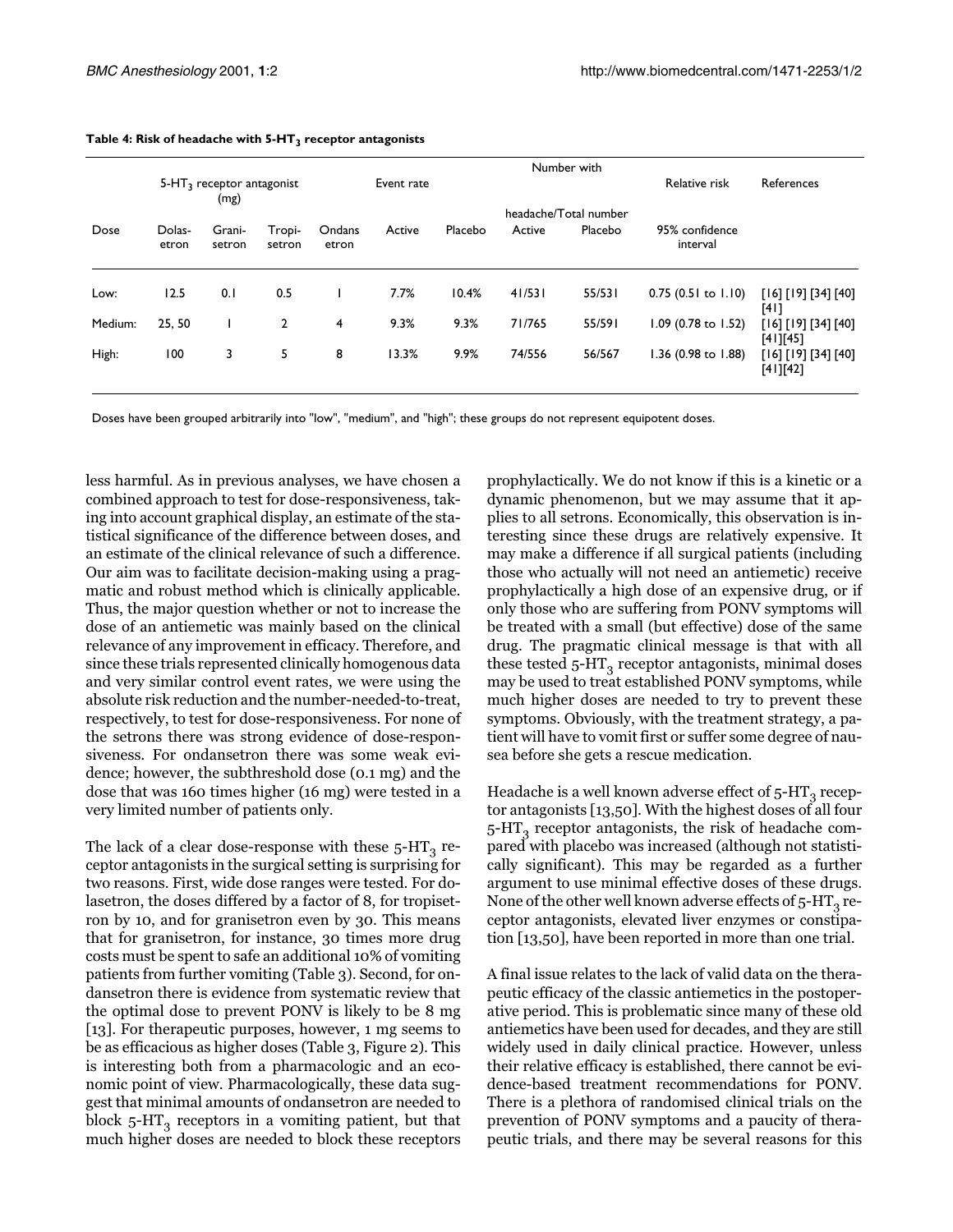**Table 4: Risk of headache with $5\text{-}HT_3$ receptor antagonists**

| | $5\text{-}HT_3$ receptor antagonist (mg) | | | | Event rate | | Number with headache/Total number | | Relative risk | References |
|---|---|---|---|---|---|---|---|---|---|---|
| Dose | Dolasetron | Granisetron | Tropisetron | Ondansetron | Active | Placebo | Active | Placebo | 95% confidence interval | |
| Low: | 12.5 | 0.1 | 0.5 | 1 | 7.7% | 10.4% | 41/531 | 55/531 | 0.75 (0.51 to 1.10) | [16] [19] [34] [40] [41] |
| Medium: | 25, 50 | 1 | 2 | 4 | 9.3% | 9.3% | 71/765 | 55/591 | 1.09 (0.78 to 1.52) | [16] [19] [34] [40] [41][45] |
| High: | 100 | 3 | 5 | 8 | 13.3% | 9.9% | 74/556 | 56/567 | 1.36 (0.98 to 1.88) | [16] [19] [34] [40] [41][42] |

Doses have been grouped arbitrarily into "low", "medium", and "high"; these groups do not represent equipotent doses.

less harmful. As in previous analyses, we have chosen a combined approach to test for dose-responsiveness, taking into account graphical display, an estimate of the statistical significance of the difference between doses, and an estimate of the clinical relevance of such a difference. Our aim was to facilitate decision-making using a pragmatic and robust method which is clinically applicable. Thus, the major question whether or not to increase the dose of an antiemetic was mainly based on the clinical relevance of any improvement in efficacy. Therefore, and since these trials represented clinically homogenous data and very similar control event rates, we were using the absolute risk reduction and the number-needed-to-treat, respectively, to test for dose-responsiveness. For none of the setrons there was strong evidence of dose-responsiveness. For ondansetron there was some weak evidence; however, the subthreshold dose (0.1 mg) and the dose that was 160 times higher (16 mg) were tested in a very limited number of patients only.

The lack of a clear dose-response with these $5\text{-}HT_3$ receptor antagonists in the surgical setting is surprising for two reasons. First, wide dose ranges were tested. For dolasetron, the doses differed by a factor of 8, for tropisetron by 10, and for granisetron even by 30. This means that for granisetron, for instance, 30 times more drug costs must be spent to safe an additional 10% of vomiting patients from further vomiting (Table 3). Second, for ondansetron there is evidence from systematic review that the optimal dose to prevent PONV is likely to be 8 mg [13]. For therapeutic purposes, however, 1 mg seems to be as efficacious as higher doses (Table 3, Figure 2). This is interesting both from a pharmacologic and an economic point of view. Pharmacologically, these data suggest that minimal amounts of ondansetron are needed to block $5\text{-}HT_3$ receptors in a vomiting patient, but that much higher doses are needed to block these receptors prophylactically. We do not know if this is a kinetic or a dynamic phenomenon, but we may assume that it applies to all setrons. Economically, this observation is interesting since these drugs are relatively expensive. It may make a difference if all surgical patients (including those who actually will not need an antiemetic) receive prophylactically a high dose of an expensive drug, or if only those who are suffering from PONV symptoms will be treated with a small (but effective) dose of the same drug. The pragmatic clinical message is that with all these tested $5\text{-}HT_3$ receptor antagonists, minimal doses may be used to treat established PONV symptoms, while much higher doses are needed to try to prevent these symptoms. Obviously, with the treatment strategy, a patient will have to vomit first or suffer some degree of nausea before she gets a rescue medication.

Headache is a well known adverse effect of $5\text{-}HT_3$ receptor antagonists [13,50]. With the highest doses of all four $5\text{-}HT_3$ receptor antagonists, the risk of headache compared with placebo was increased (although not statistically significant). This may be regarded as a further argument to use minimal effective doses of these drugs. None of the other well known adverse effects of $5\text{-}HT_3$ receptor antagonists, elevated liver enzymes or constipation [13,50], have been reported in more than one trial.

A final issue relates to the lack of valid data on the therapeutic efficacy of the classic antiemetics in the postoperative period. This is problematic since many of these old antiemetics have been used for decades, and they are still widely used in daily clinical practice. However, unless their relative efficacy is established, there cannot be evidence-based treatment recommendations for PONV. There is a plethora of randomised clinical trials on the prevention of PONV symptoms and a paucity of therapeutic trials, and there may be several reasons for this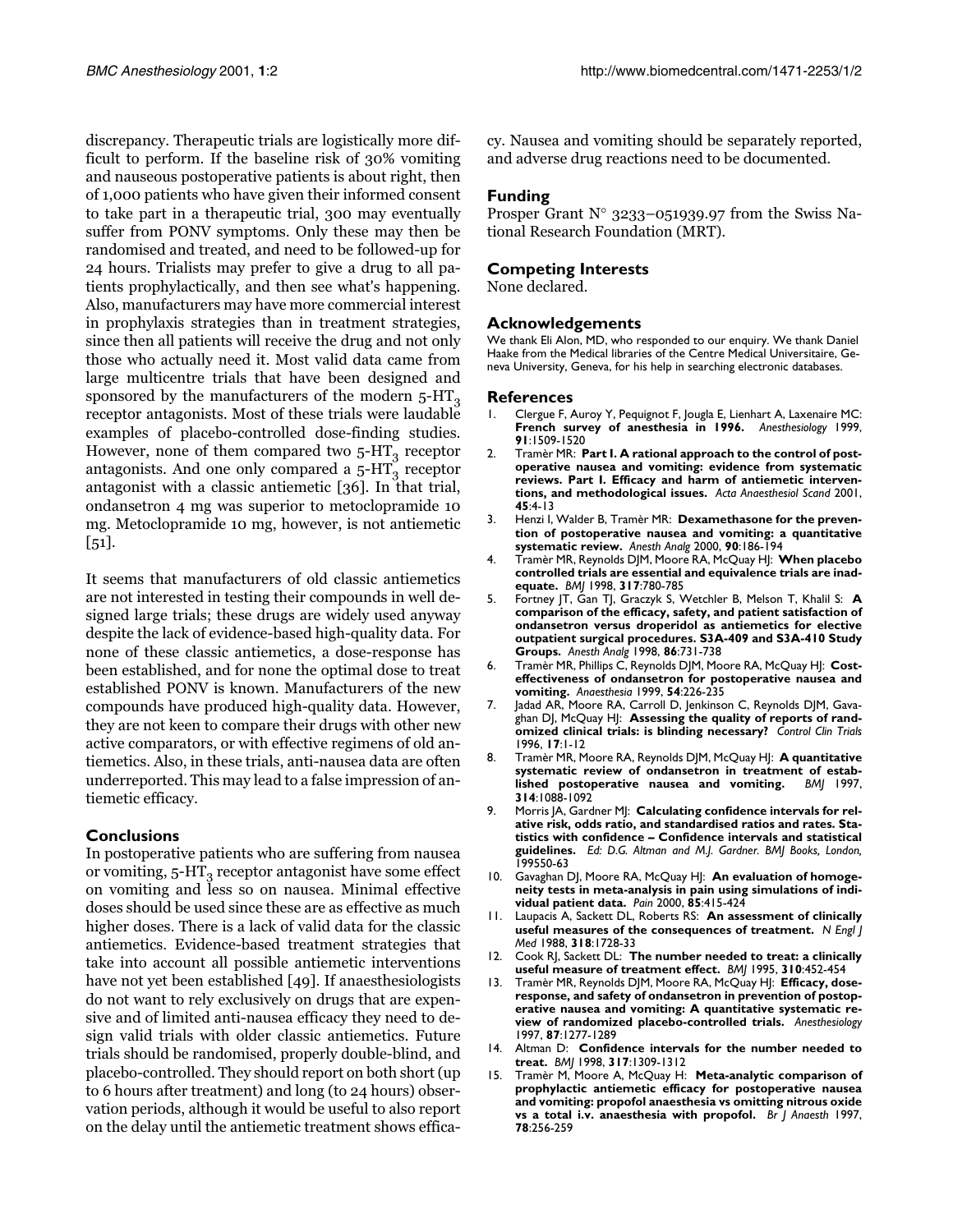discrepancy. Therapeutic trials are logistically more difficult to perform. If the baseline risk of 30% vomiting and nauseous postoperative patients is about right, then of 1,000 patients who have given their informed consent to take part in a therapeutic trial, 300 may eventually suffer from PONV symptoms. Only these may then be randomised and treated, and need to be followed-up for 24 hours. Trialists may prefer to give a drug to all patients prophylactically, and then see what's happening. Also, manufacturers may have more commercial interest in prophylaxis strategies than in treatment strategies, since then all patients will receive the drug and not only those who actually need it. Most valid data came from large multicentre trials that have been designed and sponsored by the manufacturers of the modern $5\text{-}HT_3$ receptor antagonists. Most of these trials were laudable examples of placebo-controlled dose-finding studies. However, none of them compared two $5\text{-}HT_3$ receptor antagonists. And one only compared a $5\text{-}HT_3$ receptor antagonist with a classic antiemetic [36]. In that trial, ondansetron 4 mg was superior to metoclopramide 10 mg. Metoclopramide 10 mg, however, is not antiemetic [51].

It seems that manufacturers of old classic antiemetics are not interested in testing their compounds in well designed large trials; these drugs are widely used anyway despite the lack of evidence-based high-quality data. For none of these classic antiemetics, a dose-response has been established, and for none the optimal dose to treat established PONV is known. Manufacturers of the new compounds have produced high-quality data. However, they are not keen to compare their drugs with other new active comparators, or with effective regimens of old antiemetics. Also, in these trials, anti-nausea data are often underreported. This may lead to a false impression of antiemetic efficacy.

## Conclusions

In postoperative patients who are suffering from nausea or vomiting, $5\text{-}HT_3$ receptor antagonist have some effect on vomiting and less so on nausea. Minimal effective doses should be used since these are as effective as much higher doses. There is a lack of valid data for the classic antiemetics. Evidence-based treatment strategies that take into account all possible antiemetic interventions have not yet been established [49]. If anaesthesiologists do not want to rely exclusively on drugs that are expensive and of limited anti-nausea efficacy they need to design valid trials with older classic antiemetics. Future trials should be randomised, properly double-blind, and placebo-controlled. They should report on both short (up to 6 hours after treatment) and long (to 24 hours) observation periods, although it would be useful to also report on the delay until the antiemetic treatment shows efficacy. Nausea and vomiting should be separately reported, and adverse drug reactions need to be documented.

## Funding

Prosper Grant N° 3233–051939.97 from the Swiss National Research Foundation (MRT).

## Competing Interests

None declared.

## Acknowledgements

We thank Eli Alon, MD, who responded to our enquiry. We thank Daniel Haake from the Medical libraries of the Centre Medical Universitaire, Geneva University, Geneva, for his help in searching electronic databases.

## References

1. Clergue F, Auroy Y, Pequignot F, Jougla E, Lienhart A, Laxenaire MC: **French survey of anesthesia in 1996.** *Anesthesiology* 1999, **91**:1509-1520
2. Tramèr MR: **Part I. A rational approach to the control of postoperative nausea and vomiting: evidence from systematic reviews. Part I. Efficacy and harm of antiemetic interventions, and methodological issues.** *Acta Anaesthesiol Scand* 2001, **45**:4-13
3. Henzi I, Walder B, Tramèr MR: **Dexamethasone for the prevention of postoperative nausea and vomiting: a quantitative systematic review.** *Anesth Analg* 2000, **90**:186-194
4. Tramèr MR, Reynolds DJM, Moore RA, McQuay HJ: **When placebo controlled trials are essential and equivalence trials are inadequate.** *BMJ* 1998, **317**:780-785
5. Fortney JT, Gan TJ, Graczyk S, Wetchler B, Melson T, Khalil S: **A comparison of the efficacy, safety, and patient satisfaction of ondansetron versus droperidol as antiemetics for elective outpatient surgical procedures. S3A-409 and S3A-410 Study Groups.** *Anesth Analg* 1998, **86**:731-738
6. Tramèr MR, Phillips C, Reynolds DJM, Moore RA, McQuay HJ: **Cost-effectiveness of ondansetron for postoperative nausea and vomiting.** *Anaesthesia* 1999, **54**:226-235
7. Jadad AR, Moore RA, Carroll D, Jenkinson C, Reynolds DJM, Gavaghan DJ, McQuay HJ: **Assessing the quality of reports of randomized clinical trials: is blinding necessary?** *Control Clin Trials* 1996, **17**:1-12
8. Tramèr MR, Moore RA, Reynolds DJM, McQuay HJ: **A quantitative systematic review of ondansetron in treatment of established postoperative nausea and vomiting.** *BMJ* 1997, **314**:1088-1092
9. Morris JA, Gardner MJ: **Calculating confidence intervals for relative risk, odds ratio, and standardised ratios and rates. Statistics with confidence – Confidence intervals and statistical guidelines.** *Ed: D.G. Altman and M.J. Gardner. BMJ Books, London,* 199550-63
10. Gavaghan DJ, Moore RA, McQuay HJ: **An evaluation of homogeneity tests in meta-analysis in pain using simulations of individual patient data.** *Pain* 2000, **85**:415-424
11. Laupacis A, Sackett DL, Roberts RS: **An assessment of clinically useful measures of the consequences of treatment.** *N Engl J Med* 1988, **318**:1728-33
12. Cook RJ, Sackett DL: **The number needed to treat: a clinically useful measure of treatment effect.** *BMJ* 1995, **310**:452-454
13. Tramèr MR, Reynolds DJM, Moore RA, McQuay HJ: **Efficacy, dose-response, and safety of ondansetron in prevention of postoperative nausea and vomiting: A quantitative systematic review of randomized placebo-controlled trials.** *Anesthesiology* 1997, **87**:1277-1289
14. Altman D: **Confidence intervals for the number needed to treat.** *BMJ* 1998, **317**:1309-1312
15. Tramèr M, Moore A, McQuay H: **Meta-analytic comparison of prophylactic antiemetic efficacy for postoperative nausea and vomiting: propofol anaesthesia vs omitting nitrous oxide vs a total i.v. anaesthesia with propofol.** *Br J Anaesth* 1997, **78**:256-259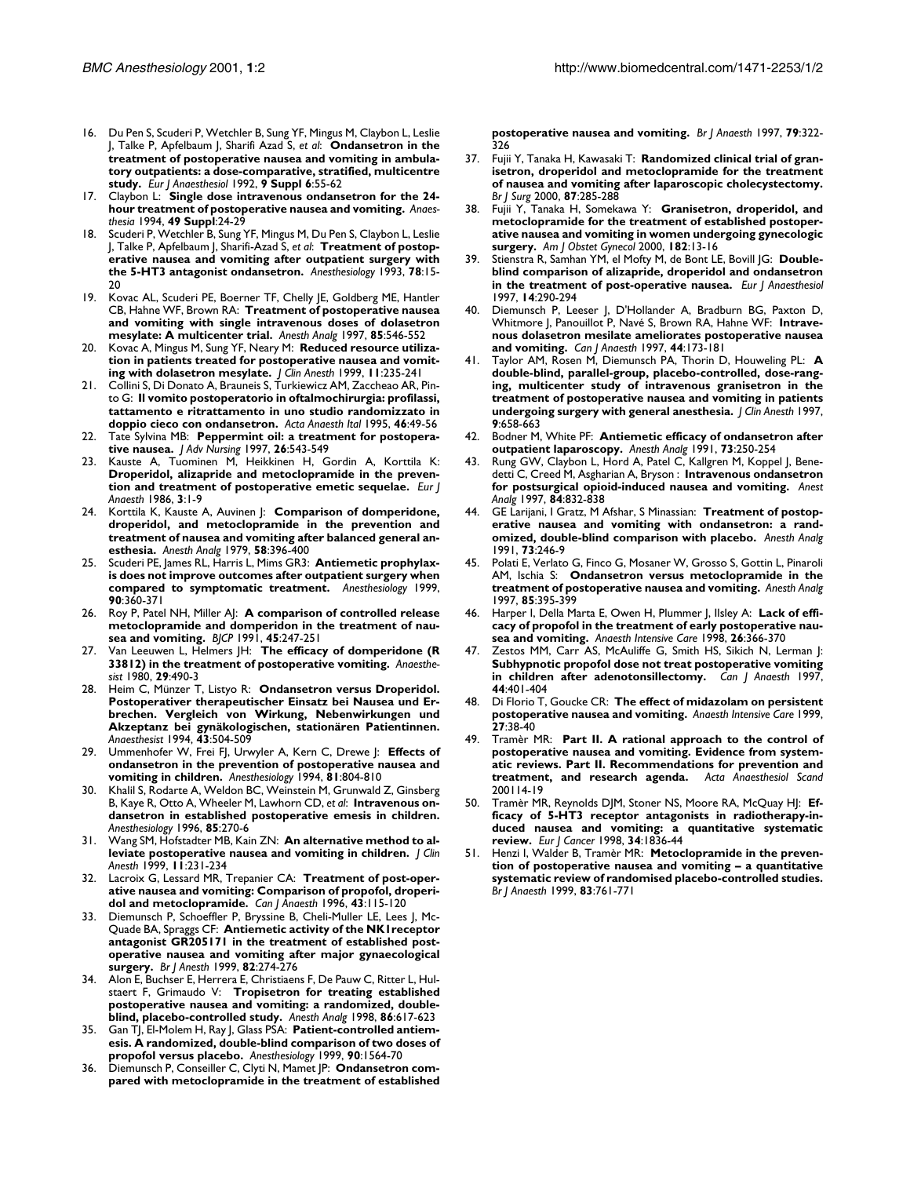16. Du Pen S, Scuderi P, Wetchler B, Sung YF, Mingus M, Claybon L, Leslie J, Talke P, Apfelbaum J, Sharifi Azad S, *et al*: **Ondansetron in the treatment of postoperative nausea and vomiting in ambulatory outpatients: a dose-comparative, stratified, multicentre study.** *Eur J Anaesthesiol* 1992, **9 Suppl 6**:55-62
17. Claybon L: **Single dose intravenous ondansetron for the 24-hour treatment of postoperative nausea and vomiting.** *Anaesthesia* 1994, **49 Suppl**:24-29
18. Scuderi P, Wetchler B, Sung YF, Mingus M, Du Pen S, Claybon L, Leslie J, Talke P, Apfelbaum J, Sharifi-Azad S, *et al*: **Treatment of postoperative nausea and vomiting after outpatient surgery with the 5-HT3 antagonist ondansetron.** *Anesthesiology* 1993, **78**:15-20
19. Kovac AL, Scuderi PE, Boerner TF, Chelly JE, Goldberg ME, Hantler CB, Hahne WF, Brown RA: **Treatment of postoperative nausea and vomiting with single intravenous doses of dolasetron mesylate: A multicenter trial.** *Anesth Analg* 1997, **85**:546-552
20. Kovac A, Mingus M, Sung YF, Neary M: **Reduced resource utilization in patients treated for postoperative nausea and vomiting with dolasetron mesylate.** *J Clin Anesth* 1999, **11**:235-241
21. Collini S, Di Donato A, Brauneis S, Turkiewicz AM, Zaccheao AR, Pinto G: **Il vomito postoperatorio in oftalmochirurgia: profilassi, tattamento e ritrattamento in uno studio randomizzato in doppio cieco con ondansetron.** *Acta Anaesth Ital* 1995, **46**:49-56
22. Tate Sylvina MB: **Peppermint oil: a treatment for postoperative nausea.** *J Adv Nursing* 1997, **26**:543-549
23. Kauste A, Tuominen M, Heikkinen H, Gordin A, Korttila K: **Droperidol, alizapride and metoclopramide in the prevention and treatment of postoperative emetic sequelae.** *Eur J Anaesth* 1986, **3**:1-9
24. Korttila K, Kauste A, Auvinen J: **Comparison of domperidone, droperidol, and metoclopramide in the prevention and treatment of nausea and vomiting after balanced general anesthesia.** *Anesth Analg* 1979, **58**:396-400
25. Scuderi PE, James RL, Harris L, Mims GR3: **Antiemetic prophylaxis does not improve outcomes after outpatient surgery when compared to symptomatic treatment.** *Anesthesiology* 1999, **90**:360-371
26. Roy P, Patel NH, Miller AJ: **A comparison of controlled release metoclopramide and domperidon in the treatment of nausea and vomiting.** *BJCP* 1991, **45**:247-251
27. Van Leeuwen L, Helmers JH: **The efficacy of domperidone (R 33812) in the treatment of postoperative vomiting.** *Anaesthesist* 1980, **29**:490-3
28. Heim C, Münzer T, Listyo R: **Ondansetron versus Droperidol. Postoperativer therapeutischer Einsatz bei Nausea und Erbrechen. Vergleich von Wirkung, Nebenwirkungen und Akzeptanz bei gynäkologischen, stationären Patientinnen.** *Anaesthesist* 1994, **43**:504-509
29. Ummenhofer W, Frei FJ, Urwyler A, Kern C, Drewe J: **Effects of ondansetron in the prevention of postoperative nausea and vomiting in children.** *Anesthesiology* 1994, **81**:804-810
30. Khalil S, Rodarte A, Weldon BC, Weinstein M, Grunwald Z, Ginsberg B, Kaye R, Otto A, Wheeler M, Lawhorn CD, *et al*: **Intravenous ondansetron in established postoperative emesis in children.** *Anesthesiology* 1996, **85**:270-6
31. Wang SM, Hofstadter MB, Kain ZN: **An alternative method to alleviate postoperative nausea and vomiting in children.** *J Clin Anesth* 1999, **11**:231-234
32. Lacroix G, Lessard MR, Trepanier CA: **Treatment of post-operative nausea and vomiting: Comparison of propofol, droperidol and metoclopramide.** *Can J Anaesth* 1996, **43**:115-120
33. Diemunsch P, Schoeffler P, Bryssine B, Cheli-Muller LE, Lees J, McQuade BA, Spraggs CF: **Antiemetic activity of the NK1receptor antagonist GR205171 in the treatment of established postoperative nausea and vomiting after major gynaecological surgery.** *Br J Anesth* 1999, **82**:274-276
34. Alon E, Buchser E, Herrera E, Christiaens F, De Pauw C, Ritter L, Hulstaert F, Grimaudo V: **Tropisetron for treating established postoperative nausea and vomiting: a randomized, double-blind, placebo-controlled study.** *Anesth Analg* 1998, **86**:617-623
35. Gan TJ, El-Molem H, Ray J, Glass PSA: **Patient-controlled antiemesis. A randomized, double-blind comparison of two doses of propofol versus placebo.** *Anesthesiology* 1999, **90**:1564-70
36. Diemunsch P, Conseiller C, Clyti N, Mamet JP: **Ondansetron compared with metoclopramide in the treatment of established postoperative nausea and vomiting.** *Br J Anaesth* 1997, **79**:322-326
37. Fujii Y, Tanaka H, Kawasaki T: **Randomized clinical trial of granisetron, droperidol and metoclopramide for the treatment of nausea and vomiting after laparoscopic cholecystectomy.** *Br J Surg* 2000, **87**:285-288
38. Fujii Y, Tanaka H, Somekawa Y: **Granisetron, droperidol, and metoclopramide for the treatment of established postoperative nausea and vomiting in women undergoing gynecologic surgery.** *Am J Obstet Gynecol* 2000, **182**:13-16
39. Stienstra R, Samhan YM, el Mofty M, de Bont LE, Bovill JG: **Double-blind comparison of alizapride, droperidol and ondansetron in the treatment of post-operative nausea.** *Eur J Anaesthesiol* 1997, **14**:290-294
40. Diemunsch P, Leeser J, D'Hollander A, Bradburn BG, Paxton D, Whitmore J, Panouillot P, Navé S, Brown RA, Hahne WF: **Intravenous dolasetron mesilate ameliorates postoperative nausea and vomiting.** *Can J Anaesth* 1997, **44**:173-181
41. Taylor AM, Rosen M, Diemunsch PA, Thorin D, Houweling PL: **A double-blind, parallel-group, placebo-controlled, dose-ranging, multicenter study of intravenous granisetron in the treatment of postoperative nausea and vomiting in patients undergoing surgery with general anesthesia.** *J Clin Anesth* 1997, **9**:658-663
42. Bodner M, White PF: **Antiemetic efficacy of ondansetron after outpatient laparoscopy.** *Anesth Analg* 1991, **73**:250-254
43. Rung GW, Claybon L, Hord A, Patel C, Kallgren M, Koppel J, Benedetti C, Creed M, Asgharian A, Bryson : **Intravenous ondansetron for postsurgical opioid-induced nausea and vomiting.** *Anest Analg* 1997, **84**:832-838
44. GE Larijani, I Gratz, M Afshar, S Minassian: **Treatment of postoperative nausea and vomiting with ondansetron: a randomized, double-blind comparison with placebo.** *Anesth Analg* 1991, **73**:246-9
45. Polati E, Verlato G, Finco G, Mosaner W, Grosso S, Gottin L, Pinaroli AM, Ischia S: **Ondansetron versus metoclopramide in the treatment of postoperative nausea and vomiting.** *Anesth Analg* 1997, **85**:395-399
46. Harper I, Della Marta E, Owen H, Plummer J, Ilsley A: **Lack of efficacy of propofol in the treatment of early postoperative nausea and vomiting.** *Anaesth Intensive Care* 1998, **26**:366-370
47. Zestos MM, Carr AS, McAuliffe G, Smith HS, Sikich N, Lerman J: **Subhypnotic propofol dose not treat postoperative vomiting in children after adenotonsillectomy.** *Can J Anaesth* 1997, **44**:401-404
48. Di Florio T, Goucke CR: **The effect of midazolam on persistent postoperative nausea and vomiting.** *Anaesth Intensive Care* 1999, **27**:38-40
49. Tramèr MR: **Part II. A rational approach to the control of postoperative nausea and vomiting. Evidence from systematic reviews. Part II. Recommendations for prevention and treatment, and research agenda.** *Acta Anaesthesiol Scand* 200114-19
50. Tramèr MR, Reynolds DJM, Stoner NS, Moore RA, McQuay HJ: **Efficacy of 5-HT3 receptor antagonists in radiotherapy-induced nausea and vomiting: a quantitative systematic review.** *Eur J Cancer* 1998, **34**:1836-44
51. Henzi I, Walder B, Tramèr MR: **Metoclopramide in the prevention of postoperative nausea and vomiting – a quantitative systematic review of randomised placebo-controlled studies.** *Br J Anaesth* 1999, **83**:761-771